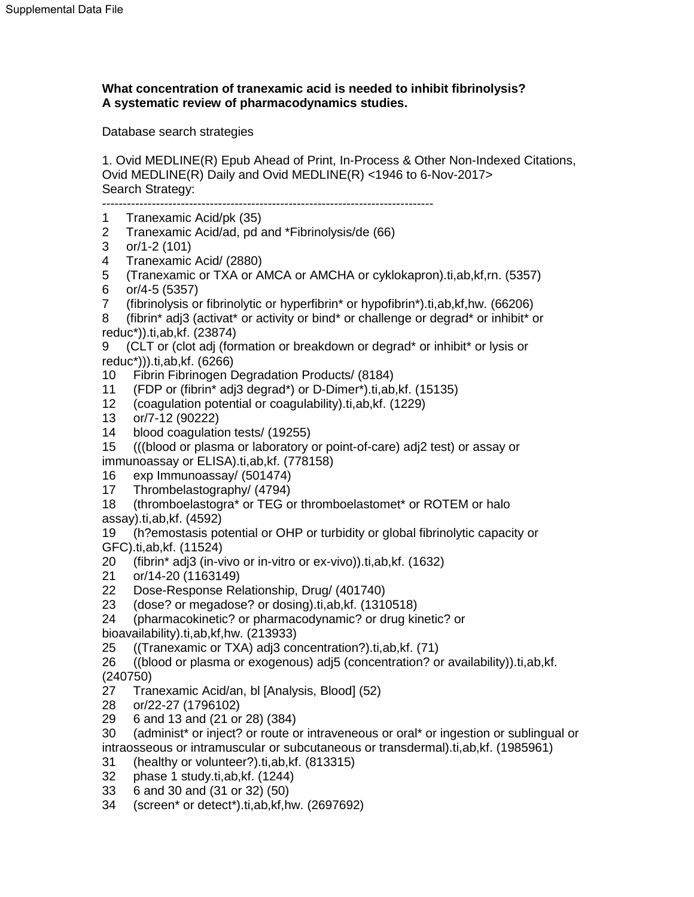**What concentration of tranexamic acid is needed to inhibit fibrinolysis? A systematic review of pharmacodynamics studies.**

Database search strategies

1. Ovid MEDLINE(R) Epub Ahead of Print, In-Process & Other Non-Indexed Citations, Ovid MEDLINE(R) Daily and Ovid MEDLINE(R) <1946 to 6-Nov-2017>
Search Strategy:

--------------------------------------------------------------------------------

1 Tranexamic Acid/pk (35)
2 Tranexamic Acid/ad, pd and *Fibrinolysis/de (66)
3 or/1-2 (101)
4 Tranexamic Acid/ (2880)
5 (Tranexamic or TXA or AMCA or AMCHA or cyklokapron).ti,ab,kf,rn. (5357)
6 or/4-5 (5357)
7 (fibrinolysis or fibrinolytic or hyperfibrin* or hypofibrin*).ti,ab,kf,hw. (66206)
8 (fibrin* adj3 (activat* or activity or bind* or challenge or degrad* or inhibit* or reduc*)).ti,ab,kf. (23874)
9 (CLT or (clot adj (formation or breakdown or degrad* or inhibit* or lysis or reduc*))).ti,ab,kf. (6266)
10 Fibrin Fibrinogen Degradation Products/ (8184)
11 (FDP or (fibrin* adj3 degrad*) or D-Dimer*).ti,ab,kf. (15135)
12 (coagulation potential or coagulability).ti,ab,kf. (1229)
13 or/7-12 (90222)
14 blood coagulation tests/ (19255)
15 (((blood or plasma or laboratory or point-of-care) adj2 test) or assay or immunoassay or ELISA).ti,ab,kf. (778158)
16 exp Immunoassay/ (501474)
17 Thrombelastography/ (4794)
18 (thromboelastogra* or TEG or thromboelastomet* or ROTEM or halo assay).ti,ab,kf. (4592)
19 (h?emostasis potential or OHP or turbidity or global fibrinolytic capacity or GFC).ti,ab,kf. (11524)
20 (fibrin* adj3 (in-vivo or in-vitro or ex-vivo)).ti,ab,kf. (1632)
21 or/14-20 (1163149)
22 Dose-Response Relationship, Drug/ (401740)
23 (dose? or megadose? or dosing).ti,ab,kf. (1310518)
24 (pharmacokinetic? or pharmacodynamic? or drug kinetic? or bioavailability).ti,ab,kf,hw. (213933)
25 ((Tranexamic or TXA) adj3 concentration?).ti,ab,kf. (71)
26 ((blood or plasma or exogenous) adj5 (concentration? or availability)).ti,ab,kf. (240750)
27 Tranexamic Acid/an, bl [Analysis, Blood] (52)
28 or/22-27 (1796102)
29 6 and 13 and (21 or 28) (384)
30 (administ* or inject? or route or intraveneous or oral* or ingestion or sublingual or intraosseous or intramuscular or subcutaneous or transdermal).ti,ab,kf. (1985961)
31 (healthy or volunteer?).ti,ab,kf. (813315)
32 phase 1 study.ti,ab,kf. (1244)
33 6 and 30 and (31 or 32) (50)
34 (screen* or detect*).ti,ab,kf,hw. (2697692)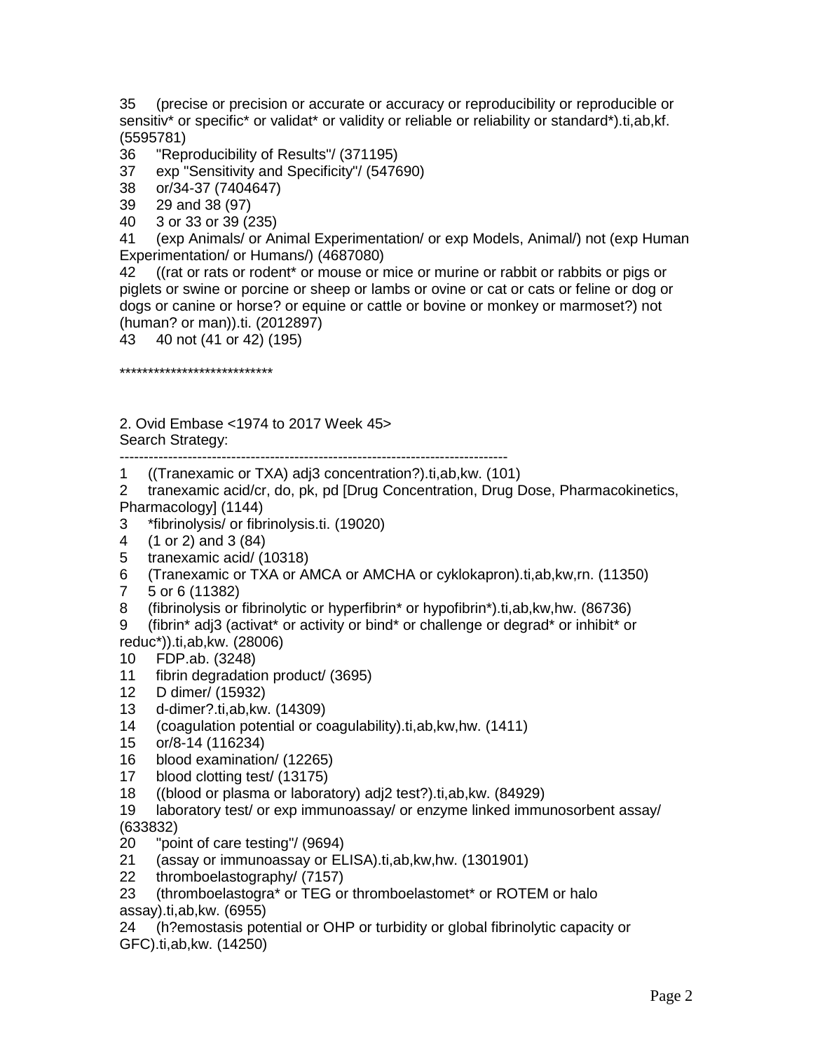35 (precise or precision or accurate or accuracy or reproducibility or reproducible or sensitiv* or specific* or validat* or validity or reliable or reliability or standard*).ti,ab,kf. (5595781)
36 "Reproducibility of Results"/ (371195)
37 exp "Sensitivity and Specificity"/ (547690)
38 or/34-37 (7404647)
39 29 and 38 (97)
40 3 or 33 or 39 (235)
41 (exp Animals/ or Animal Experimentation/ or exp Models, Animal/) not (exp Human Experimentation/ or Humans/) (4687080)
42 ((rat or rats or rodent* or mouse or mice or murine or rabbit or rabbits or pigs or piglets or swine or porcine or sheep or lambs or ovine or cat or cats or feline or dog or dogs or canine or horse? or equine or cattle or bovine or monkey or marmoset?) not (human? or man)).ti. (2012897)
43 40 not (41 or 42) (195)

***************************

2. Ovid Embase <1974 to 2017 Week 45>
Search Strategy:

--------------------------------------------------------------------------------

1 ((Tranexamic or TXA) adj3 concentration?).ti,ab,kw. (101)
2 tranexamic acid/cr, do, pk, pd [Drug Concentration, Drug Dose, Pharmacokinetics, Pharmacology] (1144)
3 *fibrinolysis/ or fibrinolysis.ti. (19020)
4 (1 or 2) and 3 (84)
5 tranexamic acid/ (10318)
6 (Tranexamic or TXA or AMCA or AMCHA or cyklokapron).ti,ab,kw,rn. (11350)
7 5 or 6 (11382)
8 (fibrinolysis or fibrinolytic or hyperfibrin* or hypofibrin*).ti,ab,kw,hw. (86736)
9 (fibrin* adj3 (activat* or activity or bind* or challenge or degrad* or inhibit* or reduc*)).ti,ab,kw. (28006)
10 FDP.ab. (3248)
11 fibrin degradation product/ (3695)
12 D dimer/ (15932)
13 d-dimer?.ti,ab,kw. (14309)
14 (coagulation potential or coagulability).ti,ab,kw,hw. (1411)
15 or/8-14 (116234)
16 blood examination/ (12265)
17 blood clotting test/ (13175)
18 ((blood or plasma or laboratory) adj2 test?).ti,ab,kw. (84929)
19 laboratory test/ or exp immunoassay/ or enzyme linked immunosorbent assay/ (633832)
20 "point of care testing"/ (9694)
21 (assay or immunoassay or ELISA).ti,ab,kw,hw. (1301901)
22 thromboelastography/ (7157)
23 (thromboelastogra* or TEG or thromboelastomet* or ROTEM or halo assay).ti,ab,kw. (6955)
24 (h?emostasis potential or OHP or turbidity or global fibrinolytic capacity or GFC).ti,ab,kw. (14250)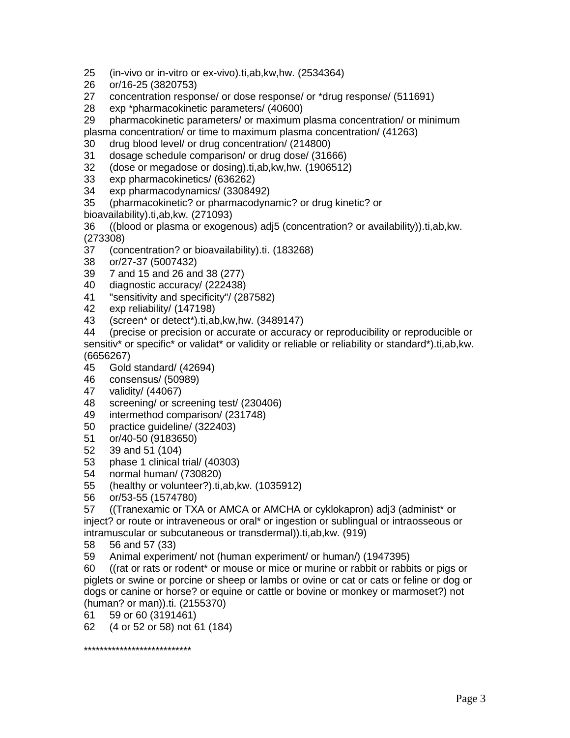25 (in-vivo or in-vitro or ex-vivo).ti,ab,kw,hw. (2534364)
26 or/16-25 (3820753)
27 concentration response/ or dose response/ or *drug response/ (511691)
28 exp *pharmacokinetic parameters/ (40600)
29 pharmacokinetic parameters/ or maximum plasma concentration/ or minimum plasma concentration/ or time to maximum plasma concentration/ (41263)
30 drug blood level/ or drug concentration/ (214800)
31 dosage schedule comparison/ or drug dose/ (31666)
32 (dose or megadose or dosing).ti,ab,kw,hw. (1906512)
33 exp pharmacokinetics/ (636262)
34 exp pharmacodynamics/ (3308492)
35 (pharmacokinetic? or pharmacodynamic? or drug kinetic? or bioavailability).ti,ab,kw. (271093)
36 ((blood or plasma or exogenous) adj5 (concentration? or availability)).ti,ab,kw. (273308)
37 (concentration? or bioavailability).ti. (183268)
38 or/27-37 (5007432)
39 7 and 15 and 26 and 38 (277)
40 diagnostic accuracy/ (222438)
41 "sensitivity and specificity"/ (287582)
42 exp reliability/ (147198)
43 (screen* or detect*).ti,ab,kw,hw. (3489147)
44 (precise or precision or accurate or accuracy or reproducibility or reproducible or sensitiv* or specific* or validat* or validity or reliable or reliability or standard*).ti,ab,kw. (6656267)
45 Gold standard/ (42694)
46 consensus/ (50989)
47 validity/ (44067)
48 screening/ or screening test/ (230406)
49 intermethod comparison/ (231748)
50 practice guideline/ (322403)
51 or/40-50 (9183650)
52 39 and 51 (104)
53 phase 1 clinical trial/ (40303)
54 normal human/ (730820)
55 (healthy or volunteer?).ti,ab,kw. (1035912)
56 or/53-55 (1574780)
57 ((Tranexamic or TXA or AMCA or AMCHA or cyklokapron) adj3 (administ* or inject? or route or intraveneous or oral* or ingestion or sublingual or intraosseous or intramuscular or subcutaneous or transdermal)).ti,ab,kw. (919)
58 56 and 57 (33)
59 Animal experiment/ not (human experiment/ or human/) (1947395)
60 ((rat or rats or rodent* or mouse or mice or murine or rabbit or rabbits or pigs or piglets or swine or porcine or sheep or lambs or ovine or cat or cats or feline or dog or dogs or canine or horse? or equine or cattle or bovine or monkey or marmoset?) not (human? or man)).ti. (2155370)
61 59 or 60 (3191461)
62 (4 or 52 or 58) not 61 (184)

***************************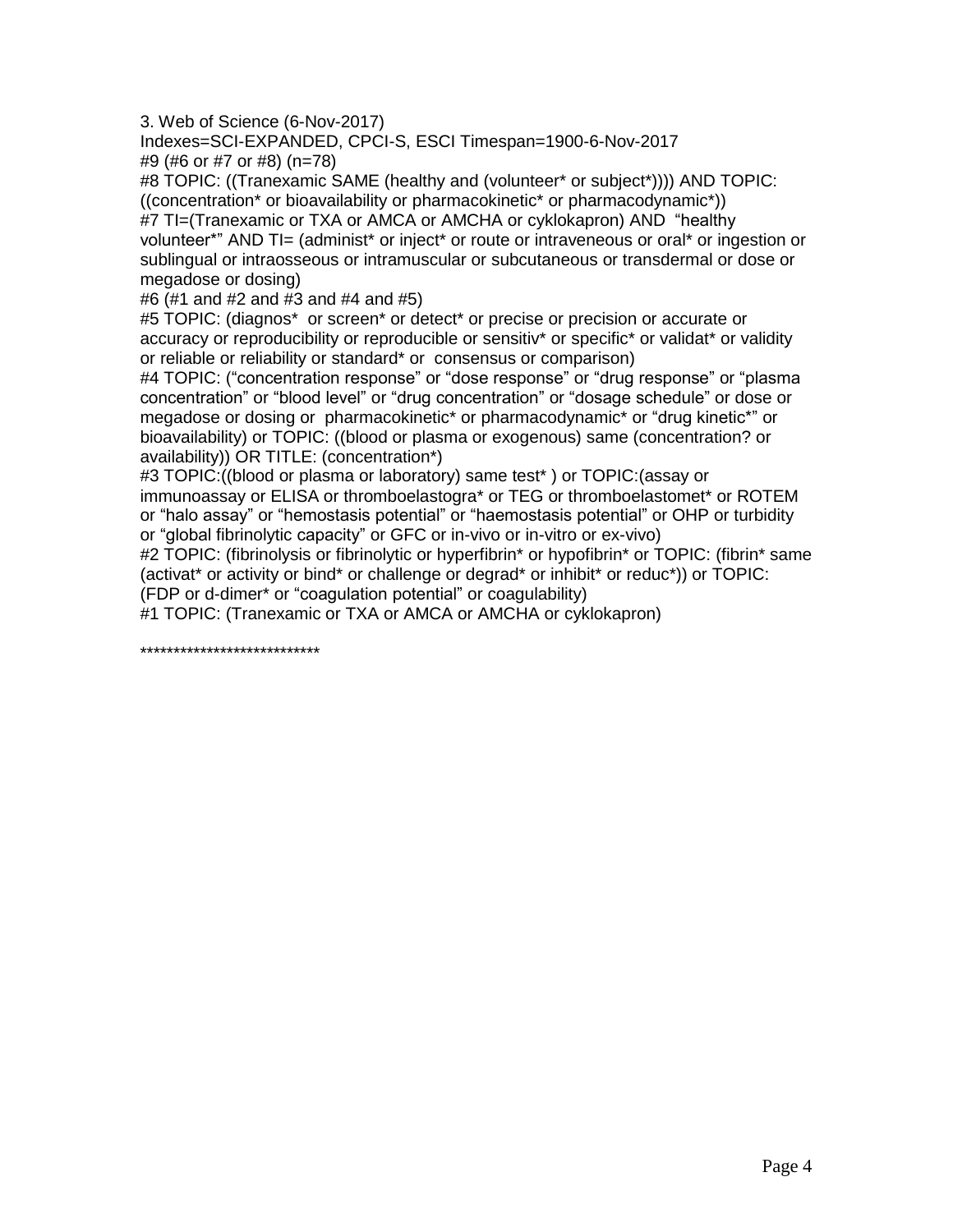3. Web of Science (6-Nov-2017)

Indexes=SCI-EXPANDED, CPCI-S, ESCI Timespan=1900-6-Nov-2017

#9 (#6 or #7 or #8) (n=78)

#8 TOPIC: ((Tranexamic SAME (healthy and (volunteer* or subject*)))) AND TOPIC: ((concentration* or bioavailability or pharmacokinetic* or pharmacodynamic*))

#7 TI=(Tranexamic or TXA or AMCA or AMCHA or cyklokapron) AND "healthy volunteer*" AND TI= (administ* or inject* or route or intraveneous or oral* or ingestion or sublingual or intraosseous or intramuscular or subcutaneous or transdermal or dose or megadose or dosing)

#6 (#1 and #2 and #3 and #4 and #5)

#5 TOPIC: (diagnos* or screen* or detect* or precise or precision or accurate or accuracy or reproducibility or reproducible or sensitiv* or specific* or validat* or validity or reliable or reliability or standard* or consensus or comparison)

#4 TOPIC: ("concentration response" or "dose response" or "drug response" or "plasma concentration" or "blood level" or "drug concentration" or "dosage schedule" or dose or megadose or dosing or pharmacokinetic* or pharmacodynamic* or "drug kinetic*" or bioavailability) or TOPIC: ((blood or plasma or exogenous) same (concentration? or availability)) OR TITLE: (concentration*)

#3 TOPIC:((blood or plasma or laboratory) same test* ) or TOPIC:(assay or immunoassay or ELISA or thromboelastogra* or TEG or thromboelastomet* or ROTEM or "halo assay" or "hemostasis potential" or "haemostasis potential" or OHP or turbidity or "global fibrinolytic capacity" or GFC or in-vivo or in-vitro or ex-vivo)

#2 TOPIC: (fibrinolysis or fibrinolytic or hyperfibrin* or hypofibrin* or TOPIC: (fibrin* same (activat* or activity or bind* or challenge or degrad* or inhibit* or reduc*)) or TOPIC: (FDP or d-dimer* or "coagulation potential" or coagulability)

#1 TOPIC: (Tranexamic or TXA or AMCA or AMCHA or cyklokapron)

***************************